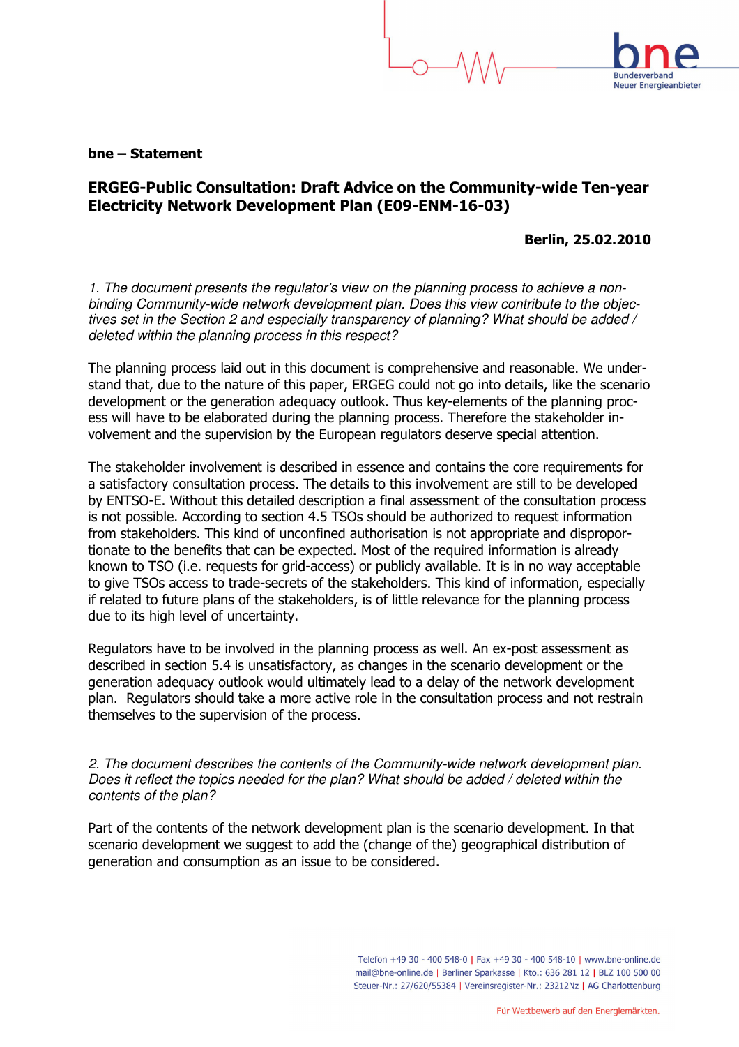**bne – Statement**

## ERGEG-Public Consultation: Draft Advice on the Community-wide Ten-year Electricity Network Development Plan (E09-ENM-16-03)

**Berlin, 25.02.2010**

*1. The document presents the regulator's view on the planning process to achieve a non-binding Community-wide network development plan. Does this view contribute to the objectives set in the Section 2 and especially transparency of planning? What should be added / deleted within the planning process in this respect?*

The planning process laid out in this document is comprehensive and reasonable. We understand that, due to the nature of this paper, ERGEG could not go into details, like the scenario development or the generation adequacy outlook. Thus key-elements of the planning process will have to be elaborated during the planning process. Therefore the stakeholder involvement and the supervision by the European regulators deserve special attention.

The stakeholder involvement is described in essence and contains the core requirements for a satisfactory consultation process. The details to this involvement are still to be developed by ENTSO-E. Without this detailed description a final assessment of the consultation process is not possible. According to section 4.5 TSOs should be authorized to request information from stakeholders. This kind of unconfined authorisation is not appropriate and disproportionate to the benefits that can be expected. Most of the required information is already known to TSO (i.e. requests for grid-access) or publicly available. It is in no way acceptable to give TSOs access to trade-secrets of the stakeholders. This kind of information, especially if related to future plans of the stakeholders, is of little relevance for the planning process due to its high level of uncertainty.

Regulators have to be involved in the planning process as well. An ex-post assessment as described in section 5.4 is unsatisfactory, as changes in the scenario development or the generation adequacy outlook would ultimately lead to a delay of the network development plan. Regulators should take a more active role in the consultation process and not restrain themselves to the supervision of the process.

*2. The document describes the contents of the Community-wide network development plan. Does it reflect the topics needed for the plan? What should be added / deleted within the contents of the plan?*

Part of the contents of the network development plan is the scenario development. In that scenario development we suggest to add the (change of the) geographical distribution of generation and consumption as an issue to be considered.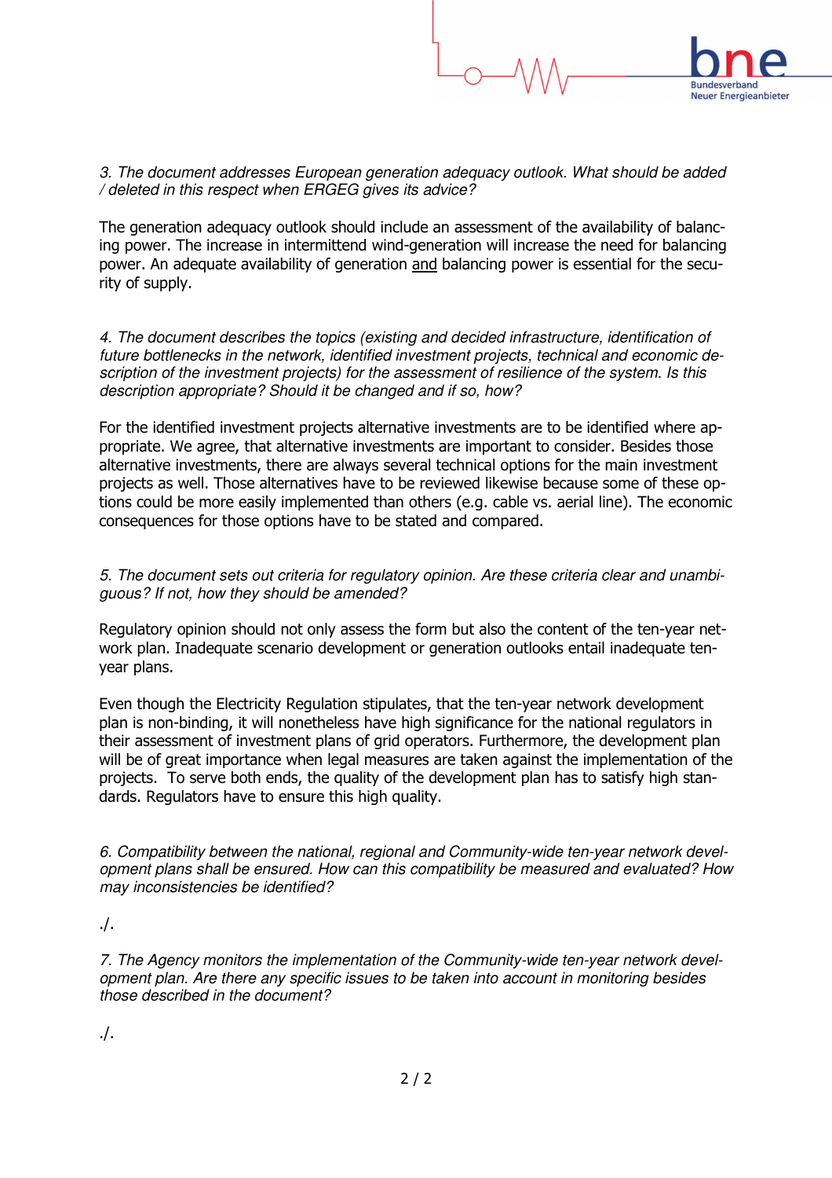*3. The document addresses European generation adequacy outlook. What should be added / deleted in this respect when ERGEG gives its advice?*

The generation adequacy outlook should include an assessment of the availability of balancing power. The increase in intermittend wind-generation will increase the need for balancing power. An adequate availability of generation and balancing power is essential for the security of supply.

*4. The document describes the topics (existing and decided infrastructure, identification of future bottlenecks in the network, identified investment projects, technical and economic description of the investment projects) for the assessment of resilience of the system. Is this description appropriate? Should it be changed and if so, how?*

For the identified investment projects alternative investments are to be identified where appropriate. We agree, that alternative investments are important to consider. Besides those alternative investments, there are always several technical options for the main investment projects as well. Those alternatives have to be reviewed likewise because some of these options could be more easily implemented than others (e.g. cable vs. aerial line). The economic consequences for those options have to be stated and compared.

*5. The document sets out criteria for regulatory opinion. Are these criteria clear and unambiguous? If not, how they should be amended?*

Regulatory opinion should not only assess the form but also the content of the ten-year network plan. Inadequate scenario development or generation outlooks entail inadequate ten-year plans.

Even though the Electricity Regulation stipulates, that the ten-year network development plan is non-binding, it will nonetheless have high significance for the national regulators in their assessment of investment plans of grid operators. Furthermore, the development plan will be of great importance when legal measures are taken against the implementation of the projects. To serve both ends, the quality of the development plan has to satisfy high standards. Regulators have to ensure this high quality.

*6. Compatibility between the national, regional and Community-wide ten-year network development plans shall be ensured. How can this compatibility be measured and evaluated? How may inconsistencies be identified?*

./.

*7. The Agency monitors the implementation of the Community-wide ten-year network development plan. Are there any specific issues to be taken into account in monitoring besides those described in the document?*

./.